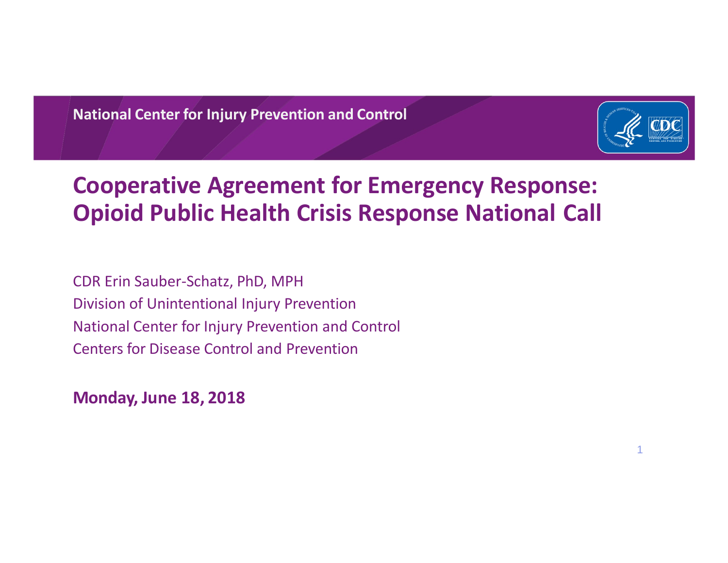National Center for Injury Prevention and Control

# Cooperative Agreement for Emergency Response: Opioid Public Health Crisis Response National Call

CDR Erin Sauber-Schatz, PhD, MPH
Division of Unintentional Injury Prevention
National Center for Injury Prevention and Control
Centers for Disease Control and Prevention

**Monday, June 18, 2018**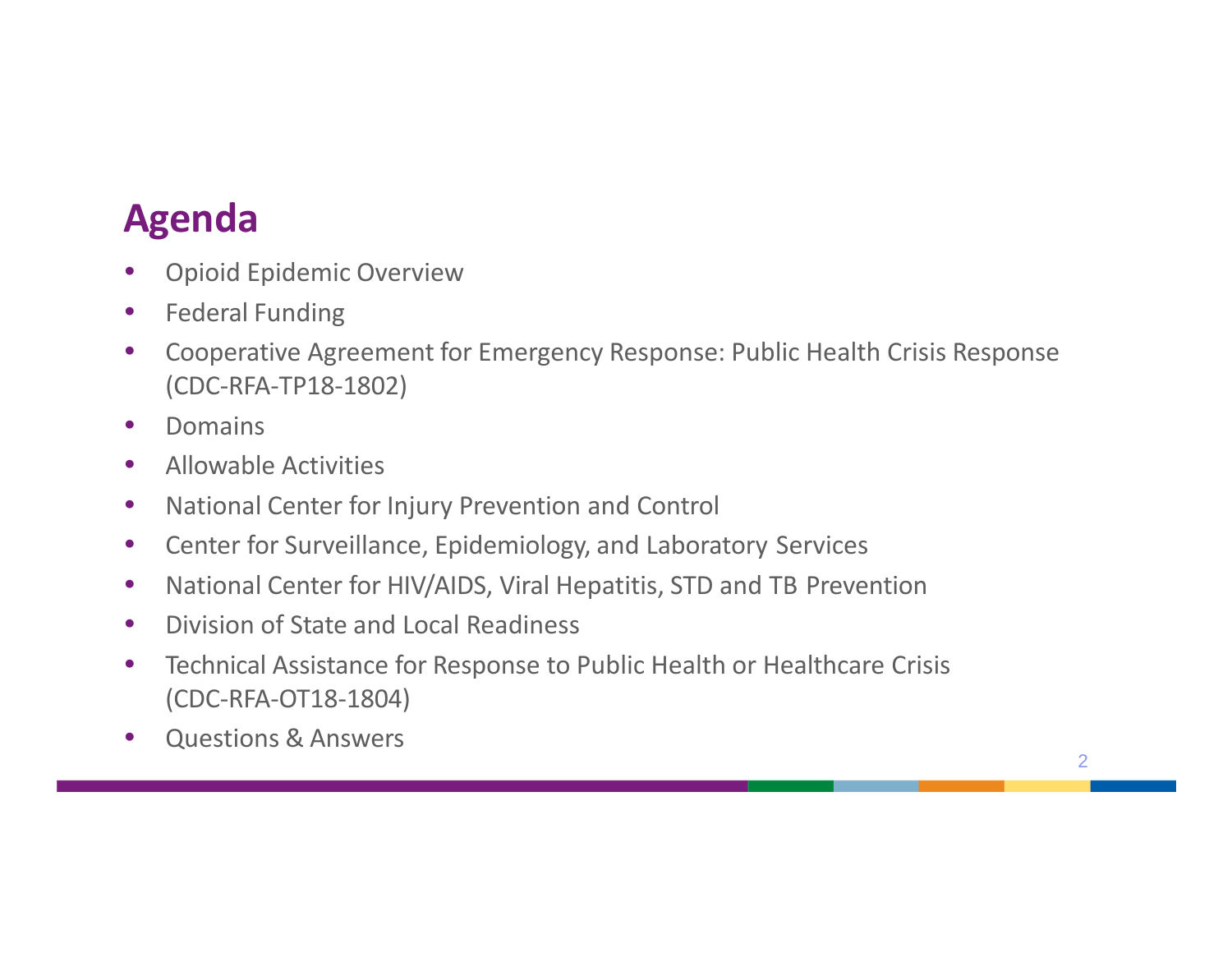# Agenda

- Opioid Epidemic Overview
- Federal Funding
- Cooperative Agreement for Emergency Response: Public Health Crisis Response (CDC-RFA-TP18-1802)
- Domains
- Allowable Activities
- National Center for Injury Prevention and Control
- Center for Surveillance, Epidemiology, and Laboratory Services
- National Center for HIV/AIDS, Viral Hepatitis, STD and TB Prevention
- Division of State and Local Readiness
- Technical Assistance for Response to Public Health or Healthcare Crisis (CDC-RFA-OT18-1804)
- Questions & Answers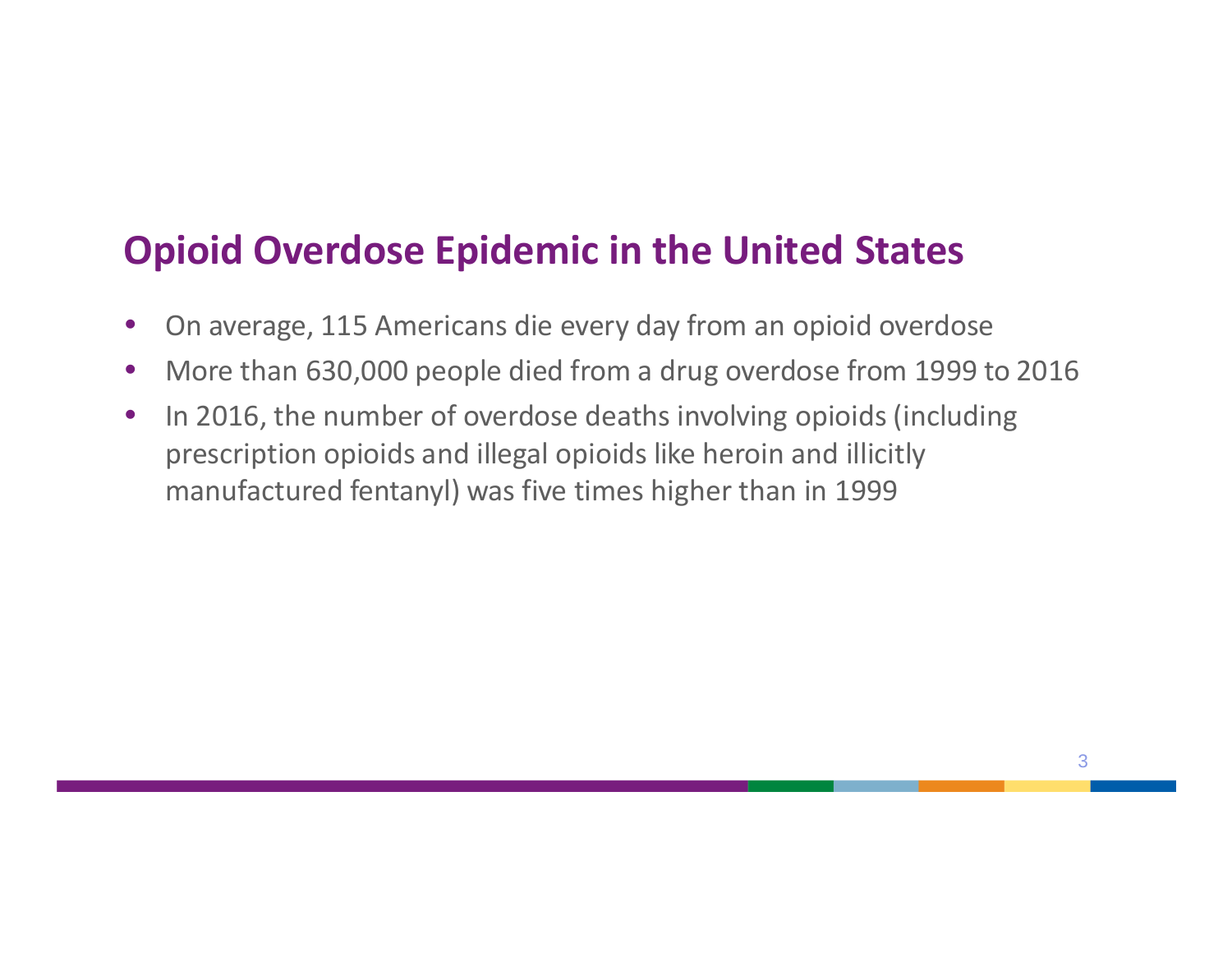## Opioid Overdose Epidemic in the United States

- On average, 115 Americans die every day from an opioid overdose
- More than 630,000 people died from a drug overdose from 1999 to 2016
- In 2016, the number of overdose deaths involving opioids (including prescription opioids and illegal opioids like heroin and illicitly manufactured fentanyl) was five times higher than in 1999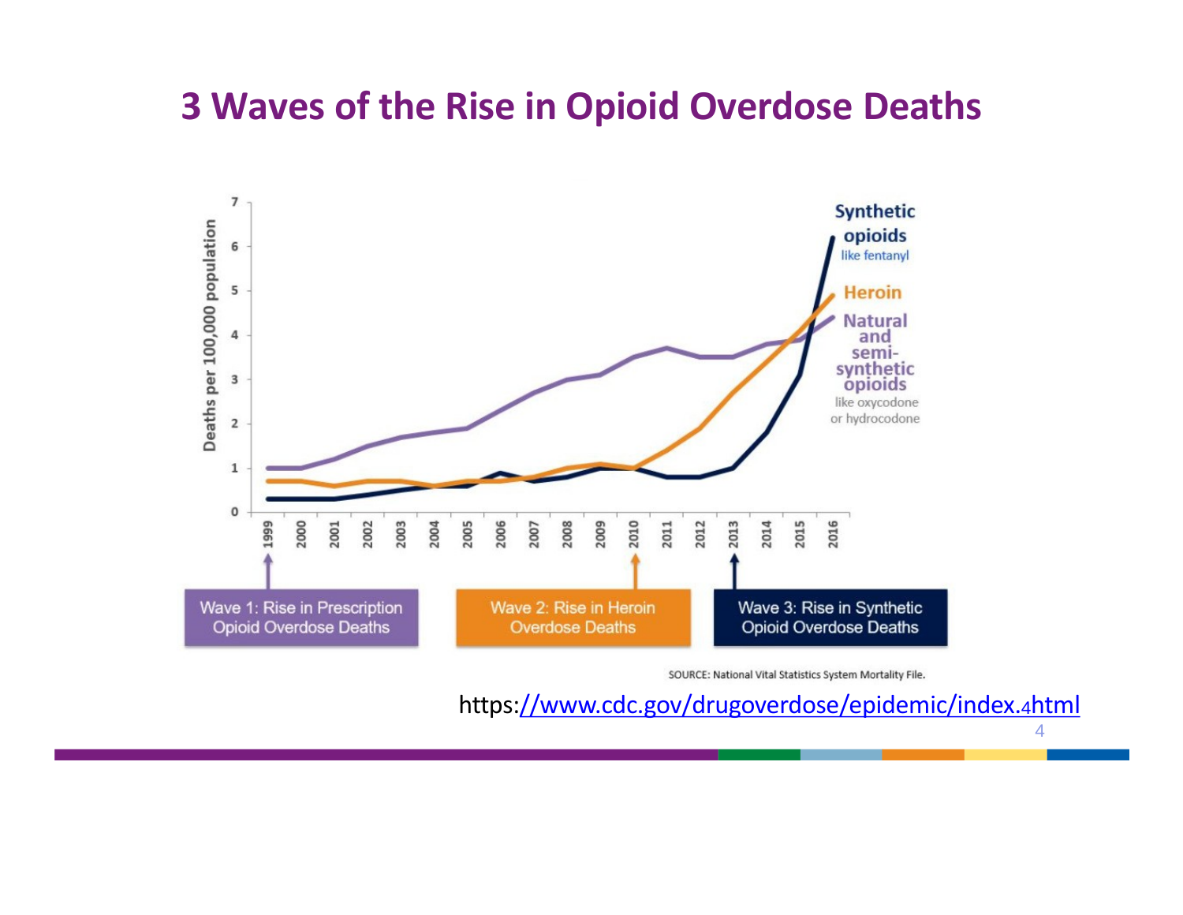# 3 Waves of the Rise in Opioid Overdose Deaths

Deaths per 100,000 population

Synthetic opioids like fentanyl

Heroin

Natural and semi-synthetic opioids like oxycodone or hydrocodone

1999 2000 2001 2002 2003 2004 2005 2006 2007 2008 2009 2010 2011 2012 2013 2014 2015 2016

Wave 1: Rise in Prescription Opioid Overdose Deaths

Wave 2: Rise in Heroin Overdose Deaths

Wave 3: Rise in Synthetic Opioid Overdose Deaths

SOURCE: National Vital Statistics System Mortality File.

https://www.cdc.gov/drugoverdose/epidemic/index.html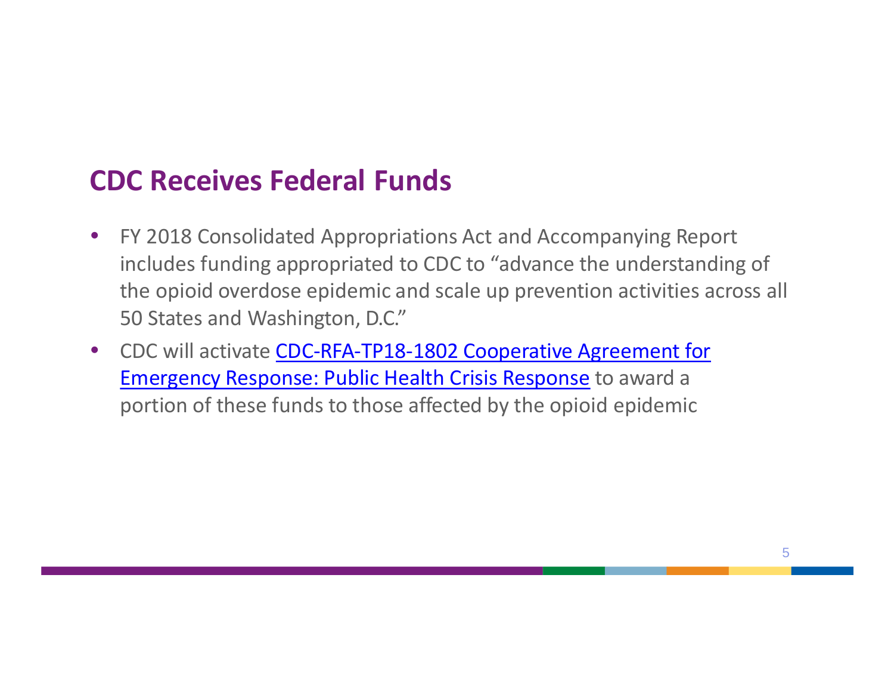## CDC Receives Federal Funds

- FY 2018 Consolidated Appropriations Act and Accompanying Report includes funding appropriated to CDC to "advance the understanding of the opioid overdose epidemic and scale up prevention activities across all 50 States and Washington, D.C."
- CDC will activate CDC-RFA-TP18-1802 Cooperative Agreement for Emergency Response: Public Health Crisis Response to award a portion of these funds to those affected by the opioid epidemic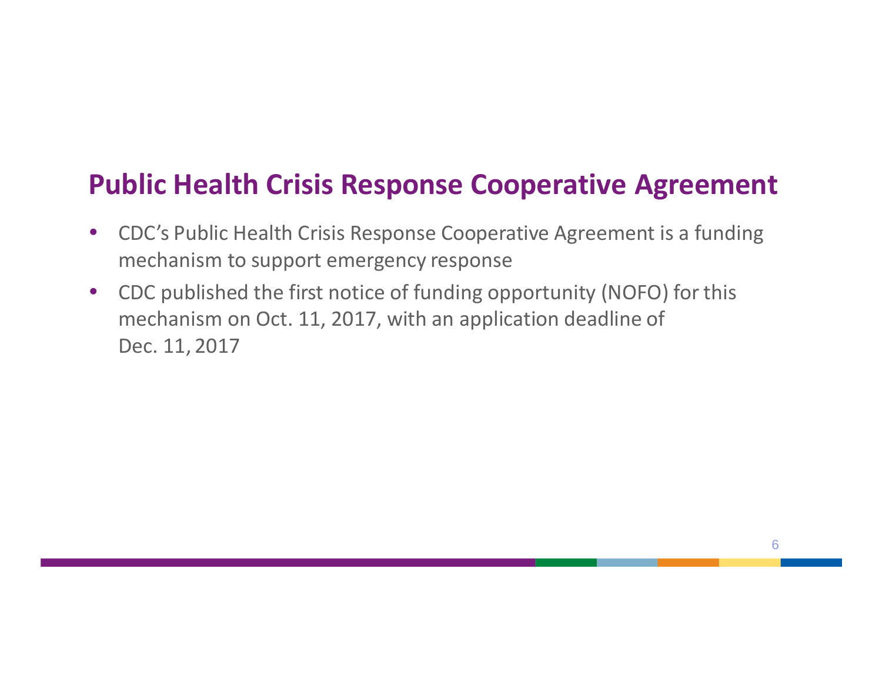## Public Health Crisis Response Cooperative Agreement

- CDC's Public Health Crisis Response Cooperative Agreement is a funding mechanism to support emergency response
- CDC published the first notice of funding opportunity (NOFO) for this mechanism on Oct. 11, 2017, with an application deadline of Dec. 11, 2017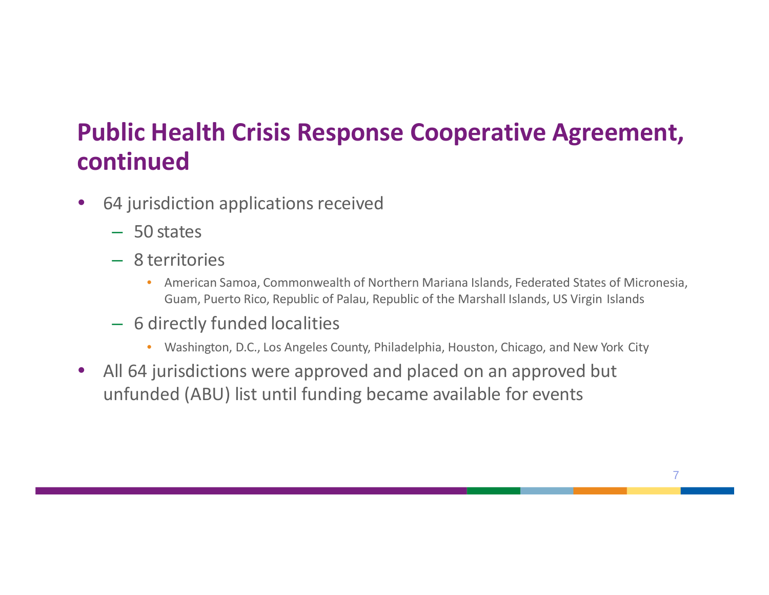## Public Health Crisis Response Cooperative Agreement, continued

- 64 jurisdiction applications received
  - 50 states
  - 8 territories
    - American Samoa, Commonwealth of Northern Mariana Islands, Federated States of Micronesia, Guam, Puerto Rico, Republic of Palau, Republic of the Marshall Islands, US Virgin Islands
  - 6 directly funded localities
    - Washington, D.C., Los Angeles County, Philadelphia, Houston, Chicago, and New York City
- All 64 jurisdictions were approved and placed on an approved but unfunded (ABU) list until funding became available for events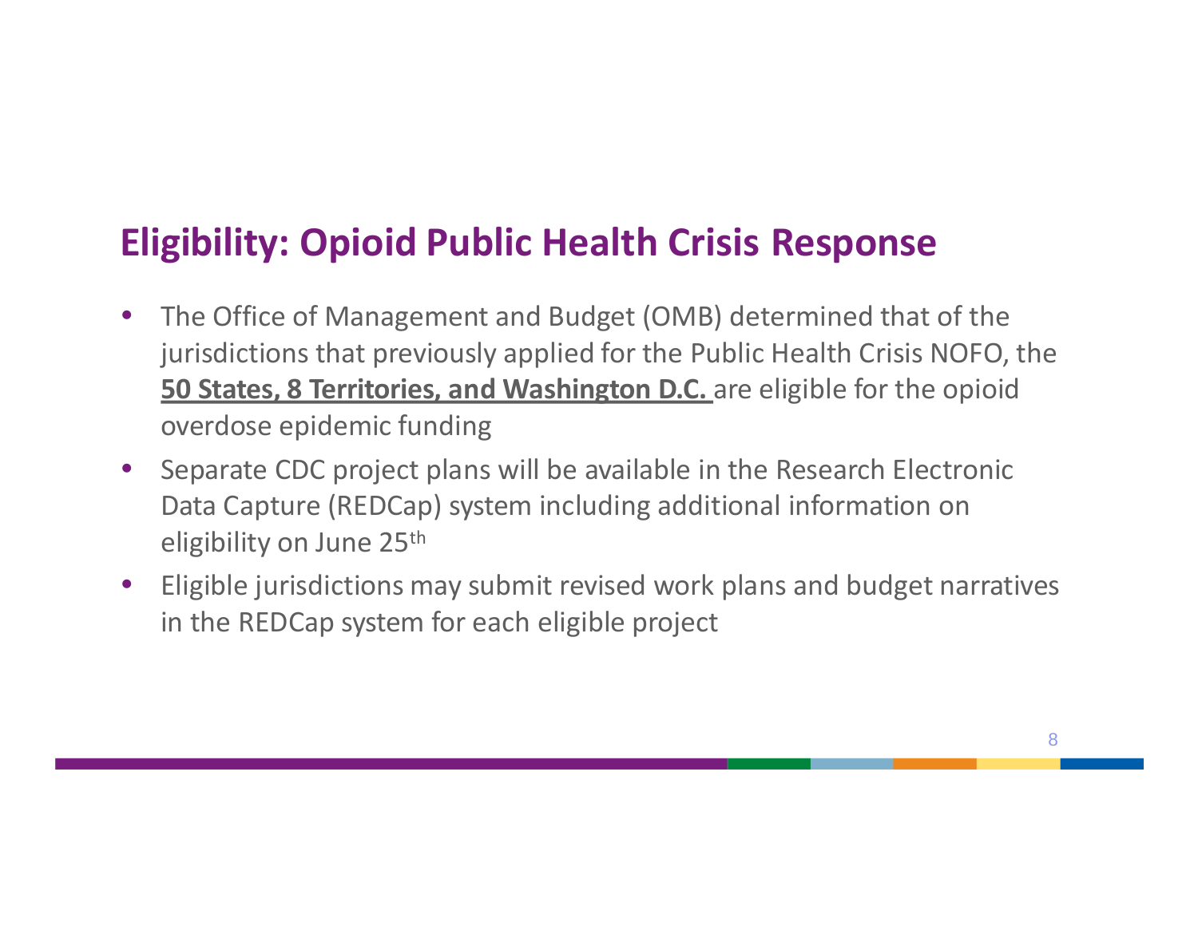# Eligibility: Opioid Public Health Crisis Response

- The Office of Management and Budget (OMB) determined that of the jurisdictions that previously applied for the Public Health Crisis NOFO, the **50 States, 8 Territories, and Washington D.C.** are eligible for the opioid overdose epidemic funding
- Separate CDC project plans will be available in the Research Electronic Data Capture (REDCap) system including additional information on eligibility on June 25th
- Eligible jurisdictions may submit revised work plans and budget narratives in the REDCap system for each eligible project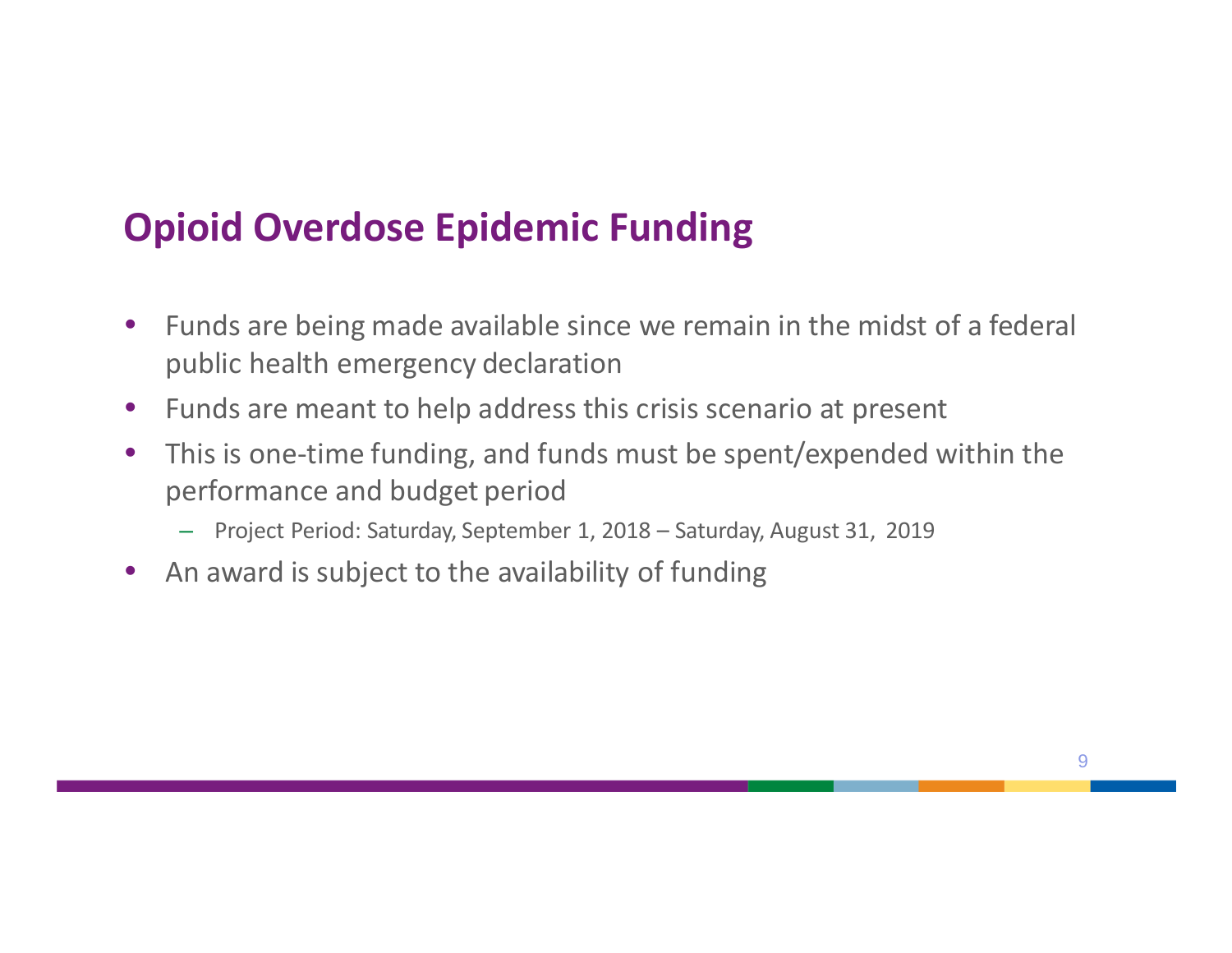## Opioid Overdose Epidemic Funding

- Funds are being made available since we remain in the midst of a federal public health emergency declaration
- Funds are meant to help address this crisis scenario at present
- This is one-time funding, and funds must be spent/expended within the performance and budget period
  - Project Period: Saturday, September 1, 2018 – Saturday, August 31, 2019
- An award is subject to the availability of funding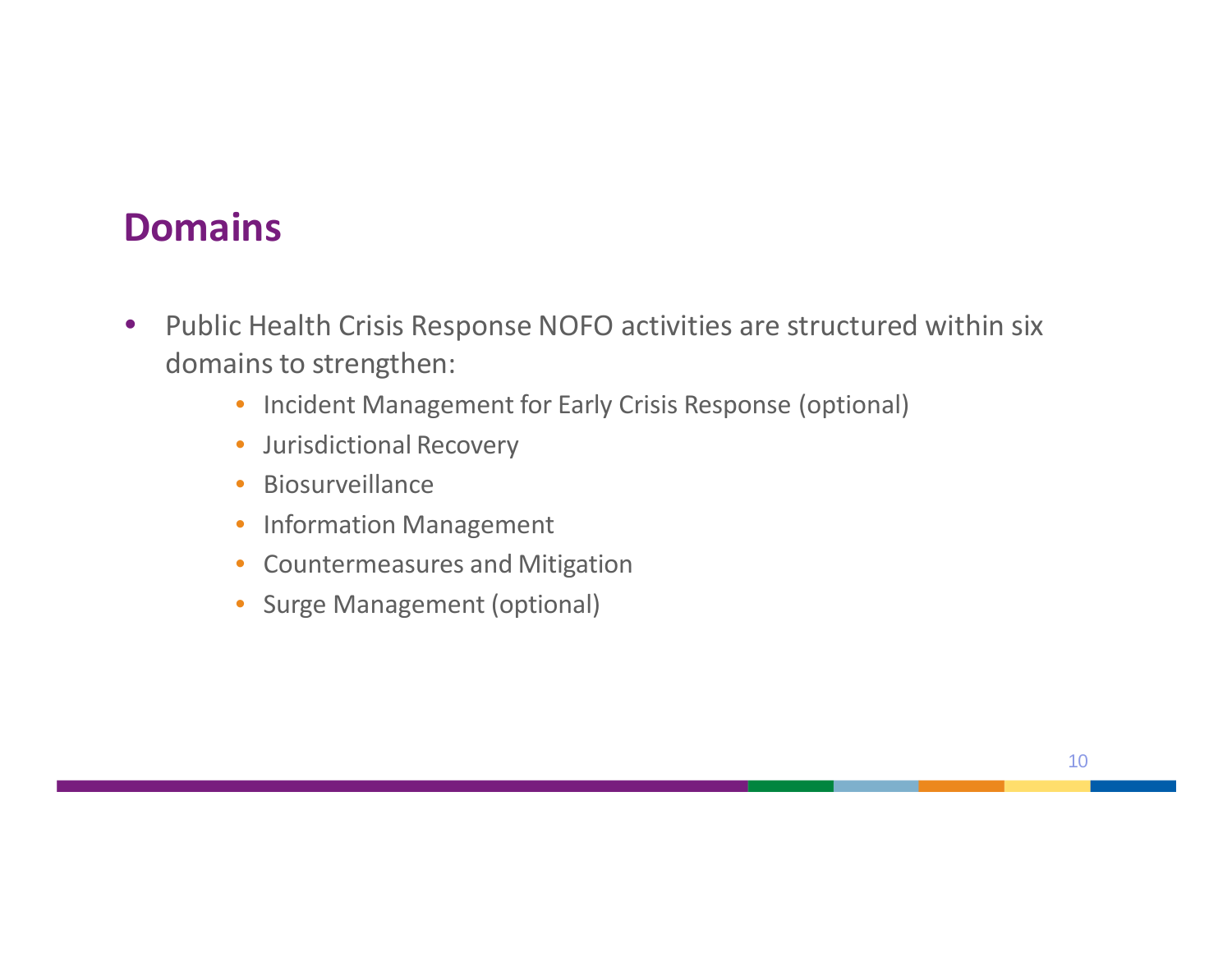## Domains

- Public Health Crisis Response NOFO activities are structured within six domains to strengthen:
  - Incident Management for Early Crisis Response (optional)
  - Jurisdictional Recovery
  - Biosurveillance
  - Information Management
  - Countermeasures and Mitigation
  - Surge Management (optional)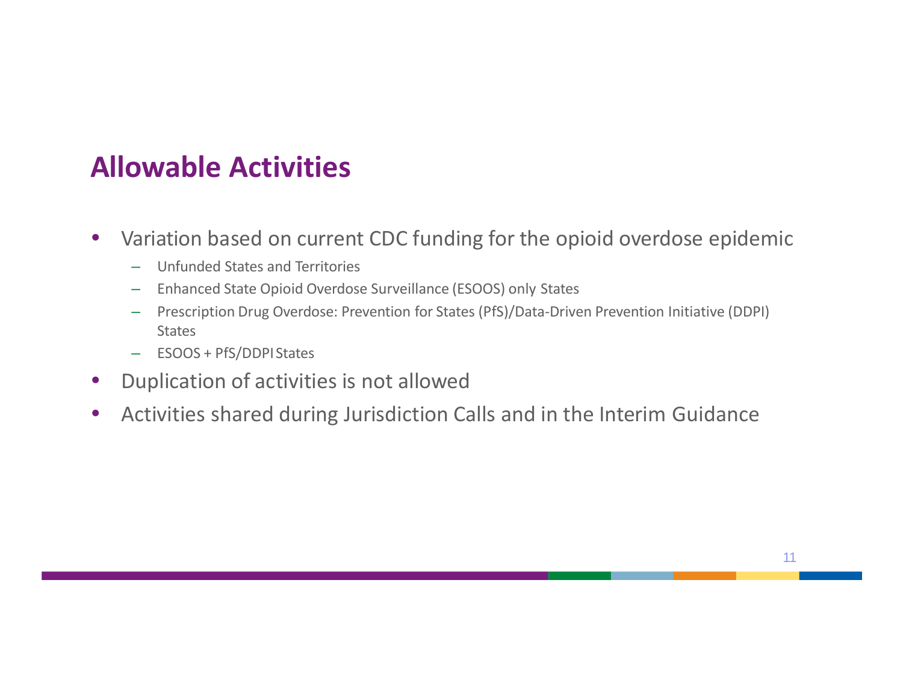# Allowable Activities

- Variation based on current CDC funding for the opioid overdose epidemic
  - Unfunded States and Territories
  - Enhanced State Opioid Overdose Surveillance (ESOOS) only States
  - Prescription Drug Overdose: Prevention for States (PfS)/Data-Driven Prevention Initiative (DDPI) States
  - ESOOS + PfS/DDPI States
- Duplication of activities is not allowed
- Activities shared during Jurisdiction Calls and in the Interim Guidance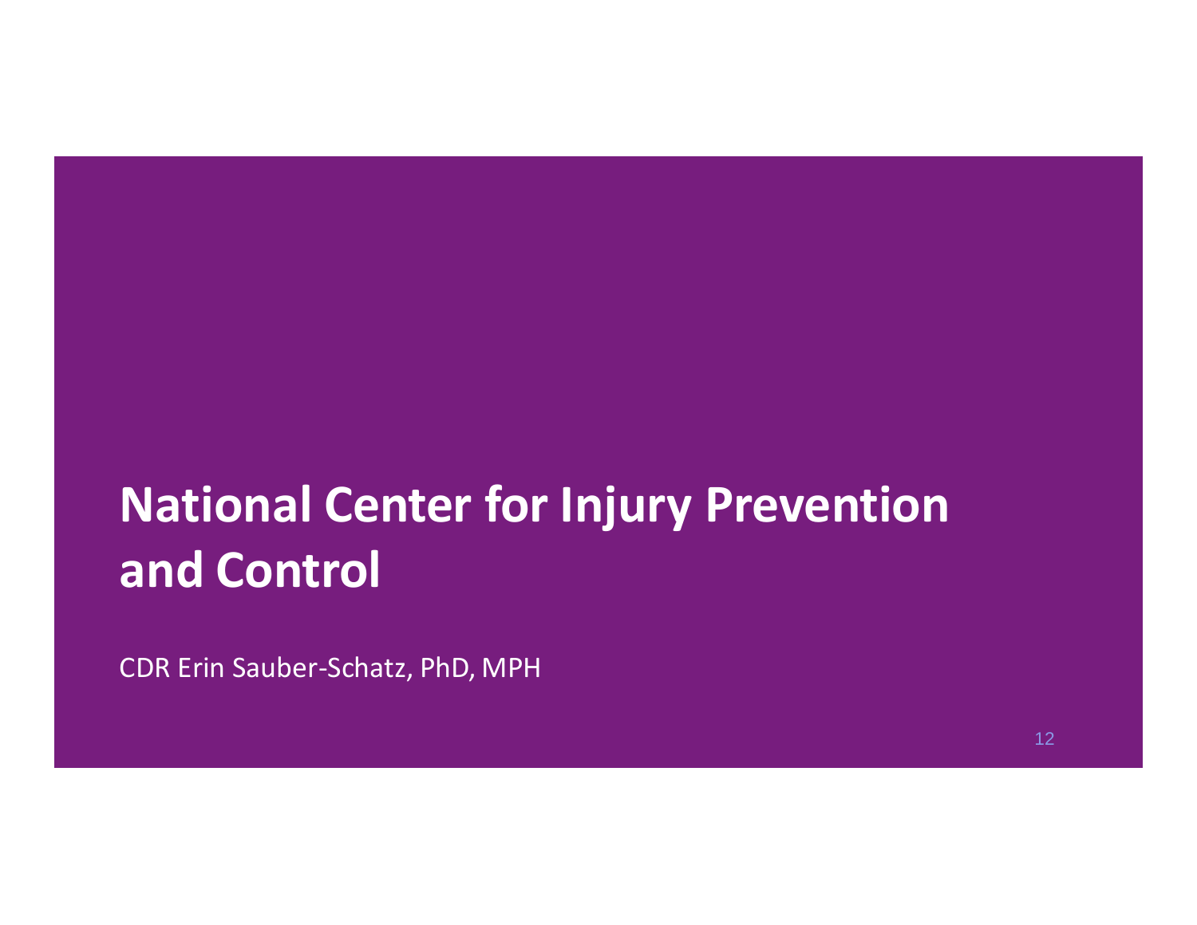# National Center for Injury Prevention and Control

CDR Erin Sauber-Schatz, PhD, MPH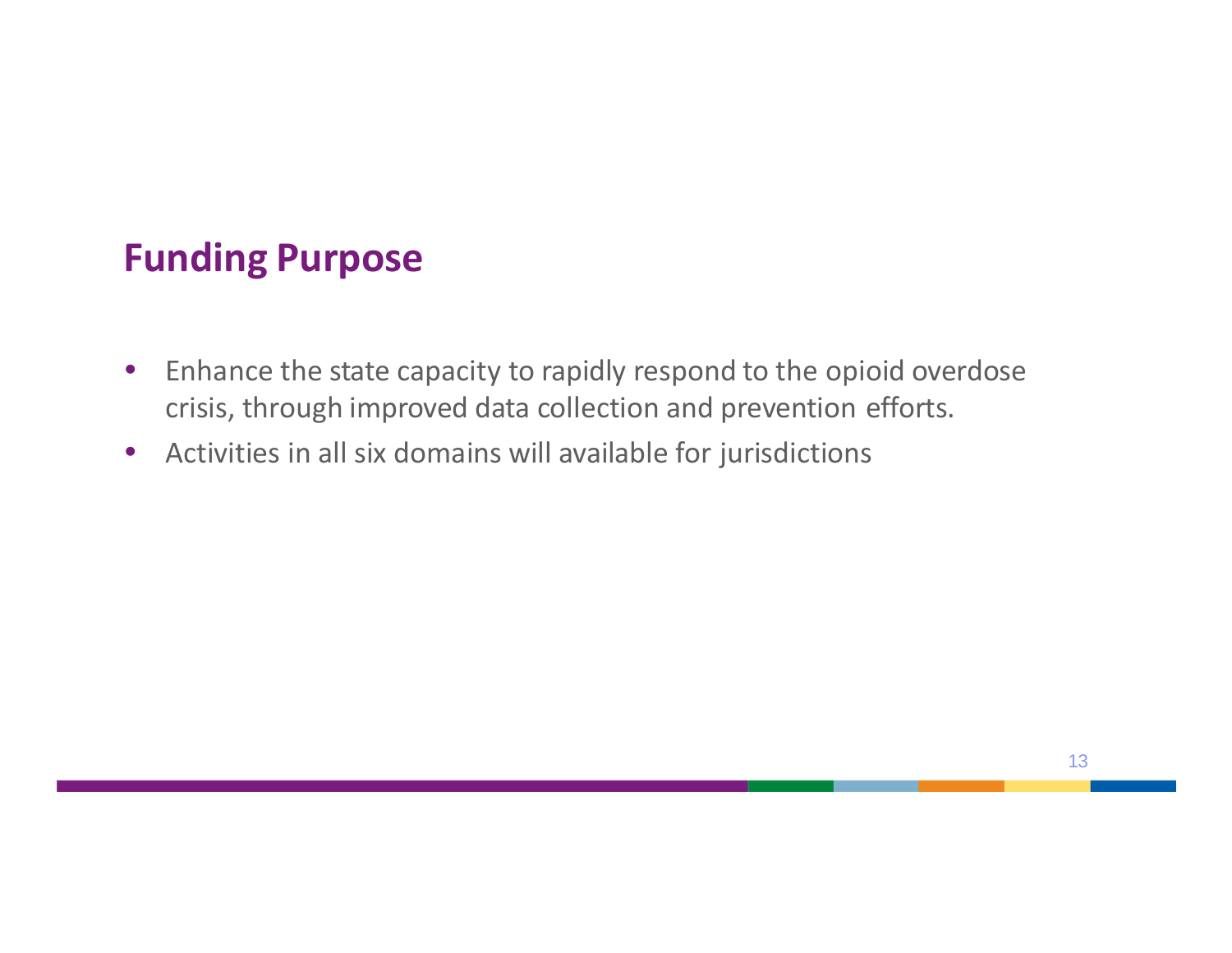## Funding Purpose

- Enhance the state capacity to rapidly respond to the opioid overdose crisis, through improved data collection and prevention efforts.
- Activities in all six domains will available for jurisdictions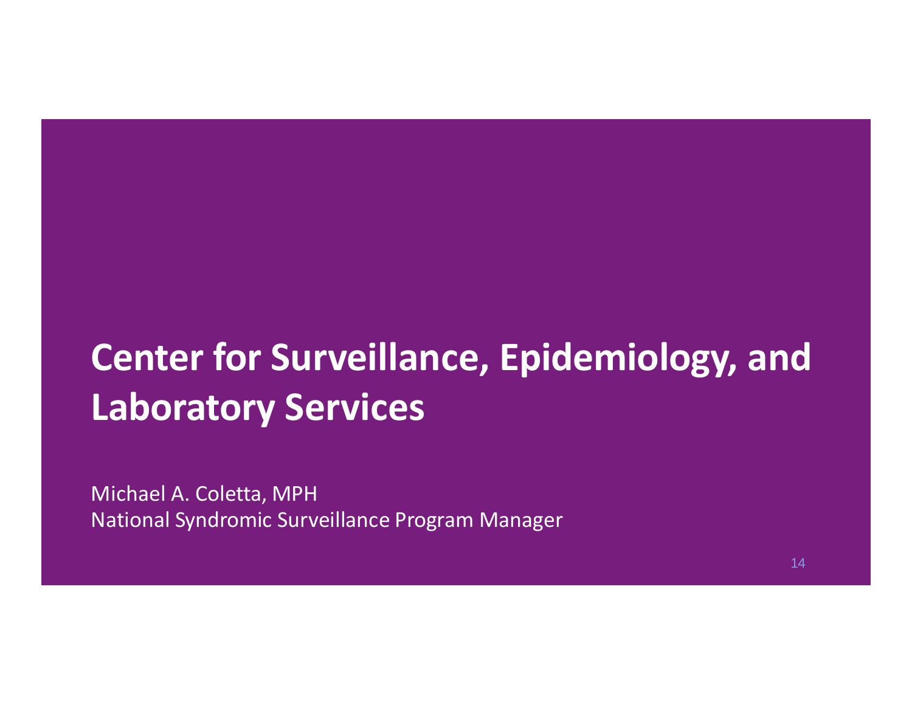# Center for Surveillance, Epidemiology, and Laboratory Services

Michael A. Coletta, MPH
National Syndromic Surveillance Program Manager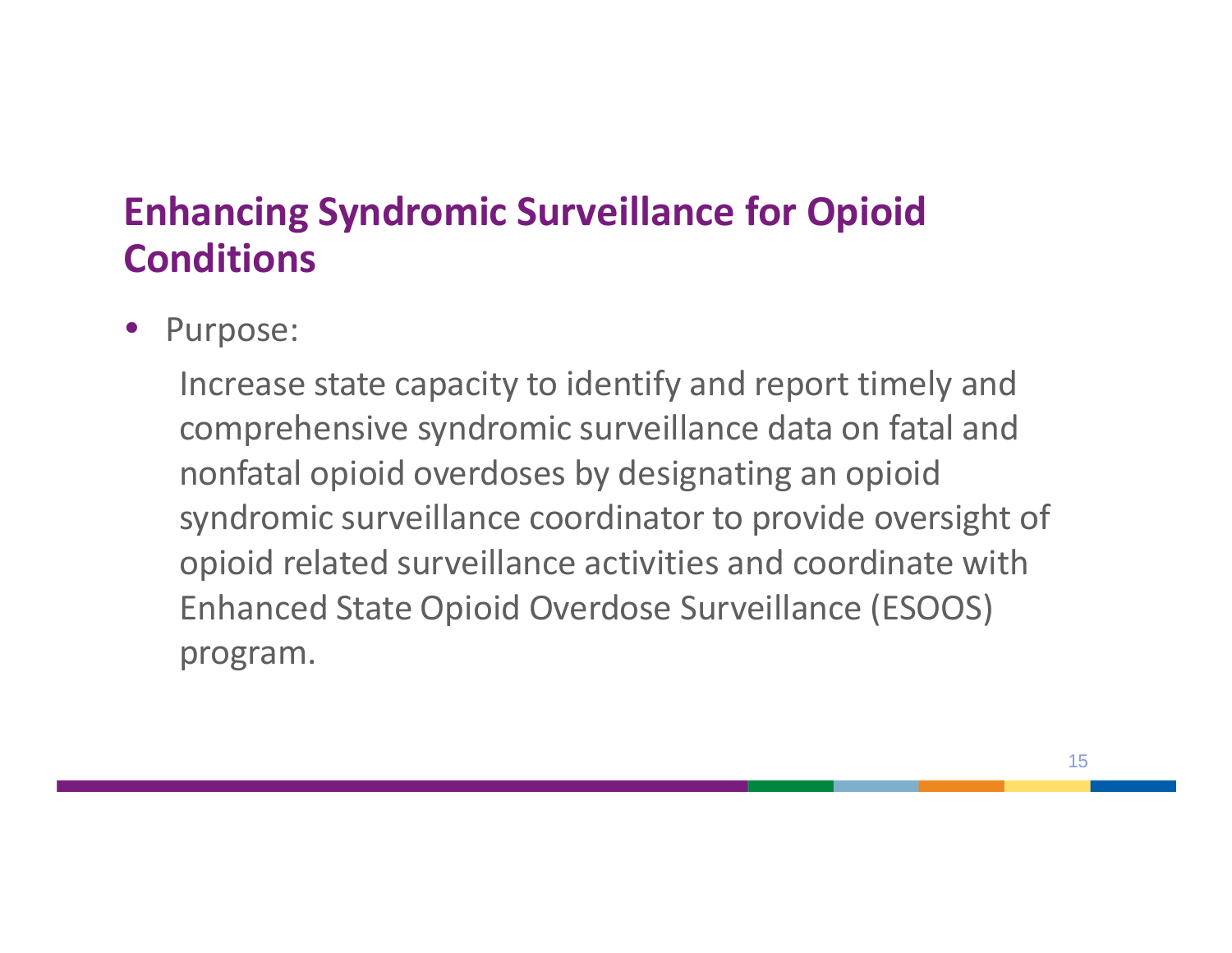# Enhancing Syndromic Surveillance for Opioid Conditions

- Purpose:

  Increase state capacity to identify and report timely and comprehensive syndromic surveillance data on fatal and nonfatal opioid overdoses by designating an opioid syndromic surveillance coordinator to provide oversight of opioid related surveillance activities and coordinate with Enhanced State Opioid Overdose Surveillance (ESOOS) program.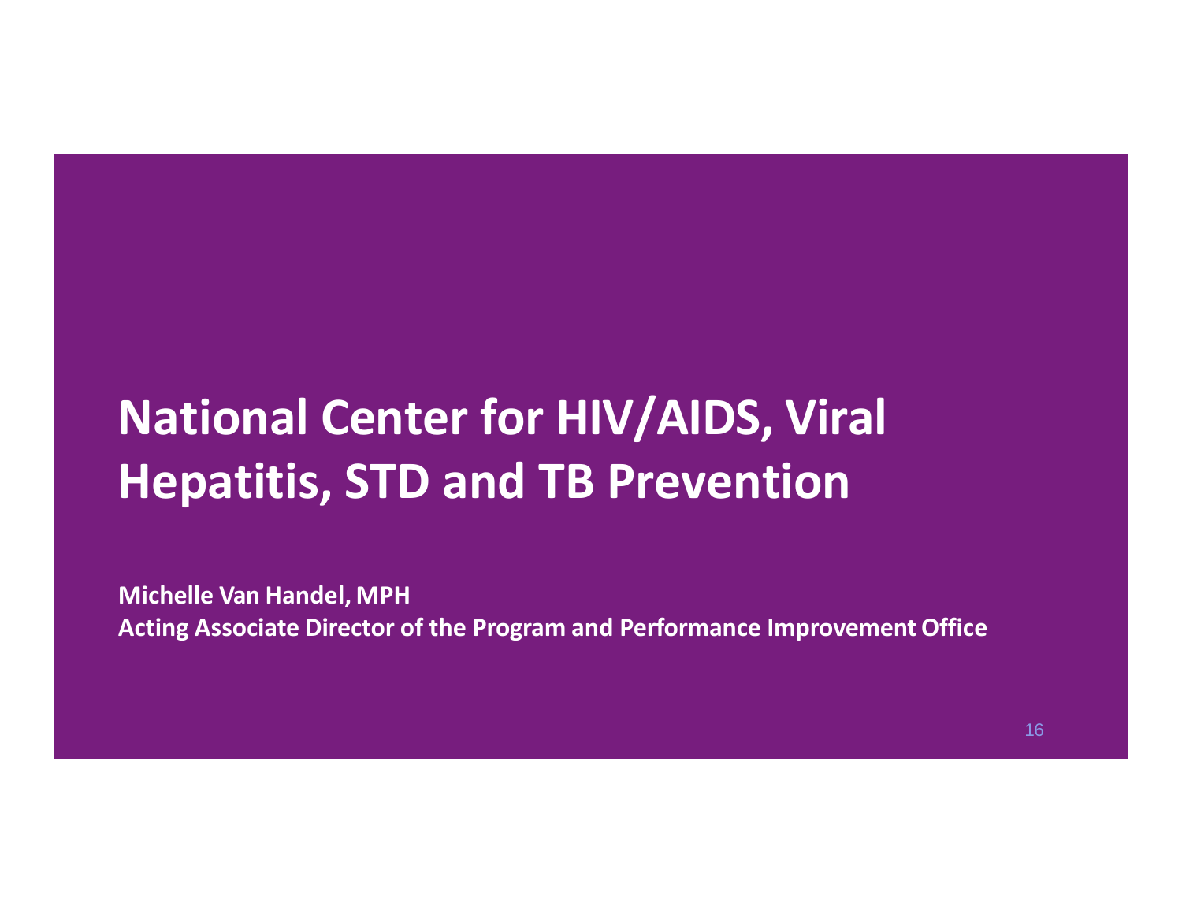# National Center for HIV/AIDS, Viral Hepatitis, STD and TB Prevention

**Michelle Van Handel, MPH**
**Acting Associate Director of the Program and Performance Improvement Office**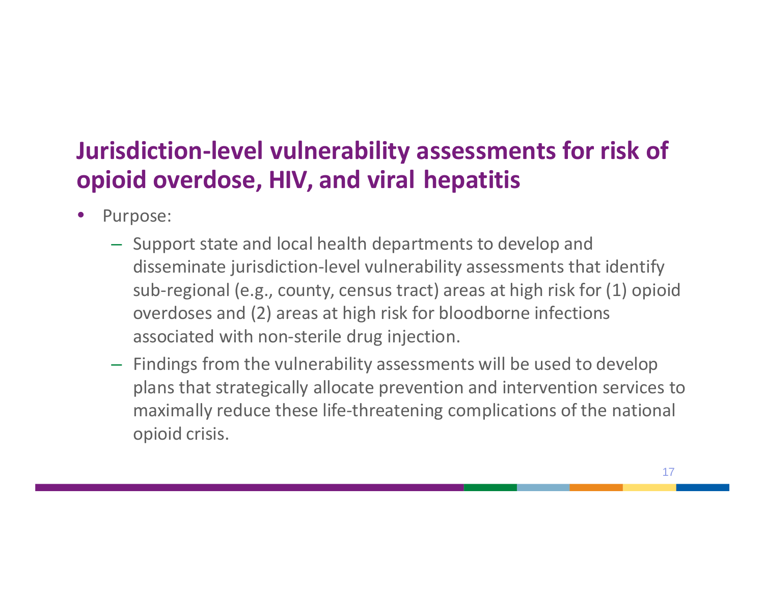# Jurisdiction-level vulnerability assessments for risk of opioid overdose, HIV, and viral hepatitis

- Purpose:
  - Support state and local health departments to develop and disseminate jurisdiction-level vulnerability assessments that identify sub-regional (e.g., county, census tract) areas at high risk for (1) opioid overdoses and (2) areas at high risk for bloodborne infections associated with non-sterile drug injection.
  - Findings from the vulnerability assessments will be used to develop plans that strategically allocate prevention and intervention services to maximally reduce these life-threatening complications of the national opioid crisis.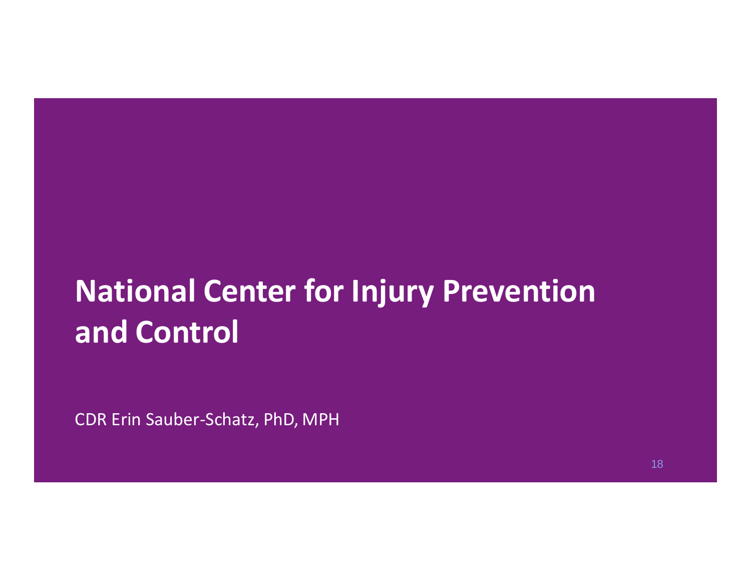# National Center for Injury Prevention and Control

CDR Erin Sauber-Schatz, PhD, MPH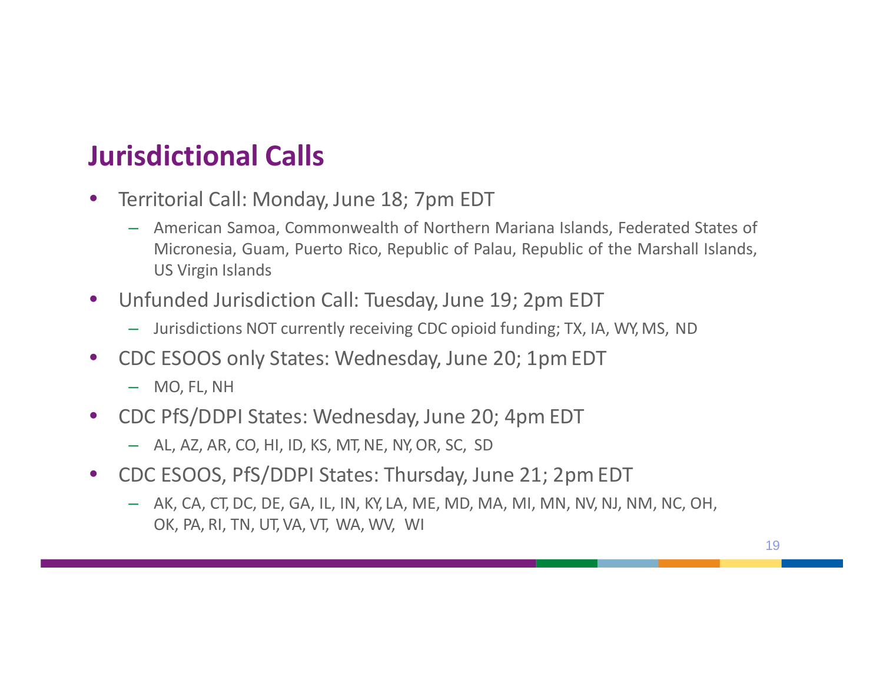## Jurisdictional Calls

- Territorial Call: Monday, June 18; 7pm EDT
  - American Samoa, Commonwealth of Northern Mariana Islands, Federated States of Micronesia, Guam, Puerto Rico, Republic of Palau, Republic of the Marshall Islands, US Virgin Islands
- Unfunded Jurisdiction Call: Tuesday, June 19; 2pm EDT
  - Jurisdictions NOT currently receiving CDC opioid funding; TX, IA, WY, MS, ND
- CDC ESOOS only States: Wednesday, June 20; 1pm EDT
  - MO, FL, NH
- CDC PfS/DDPI States: Wednesday, June 20; 4pm EDT
  - AL, AZ, AR, CO, HI, ID, KS, MT, NE, NY, OR, SC, SD
- CDC ESOOS, PfS/DDPI States: Thursday, June 21; 2pm EDT
  - AK, CA, CT, DC, DE, GA, IL, IN, KY, LA, ME, MD, MA, MI, MN, NV, NJ, NM, NC, OH, OK, PA, RI, TN, UT, VA, VT, WA, WV, WI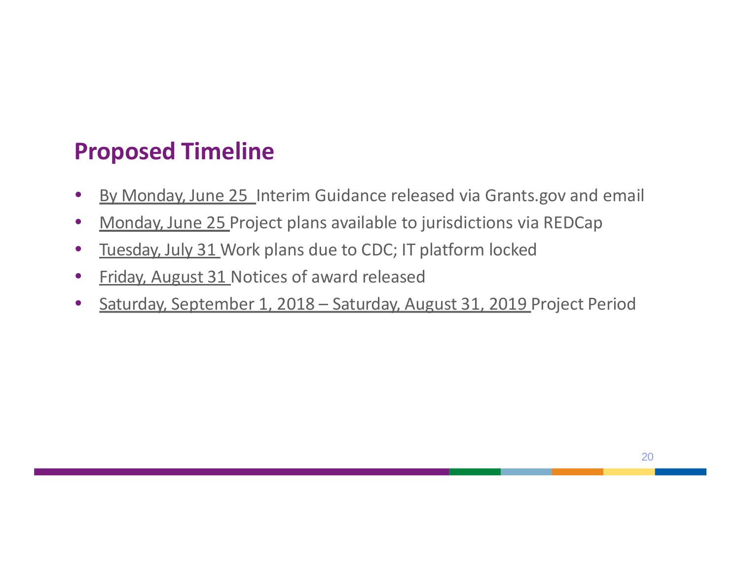## Proposed Timeline

- By Monday, June 25 Interim Guidance released via Grants.gov and email
- Monday, June 25 Project plans available to jurisdictions via REDCap
- Tuesday, July 31 Work plans due to CDC; IT platform locked
- Friday, August 31 Notices of award released
- Saturday, September 1, 2018 – Saturday, August 31, 2019 Project Period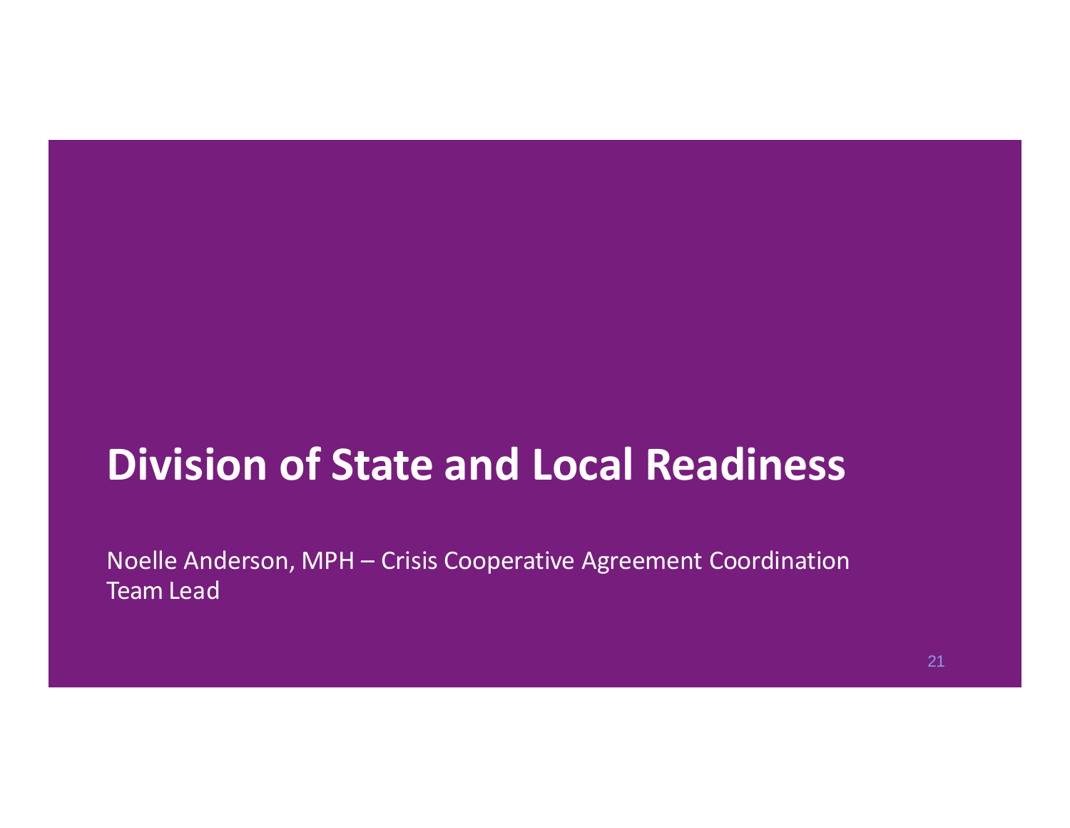# Division of State and Local Readiness

Noelle Anderson, MPH – Crisis Cooperative Agreement Coordination Team Lead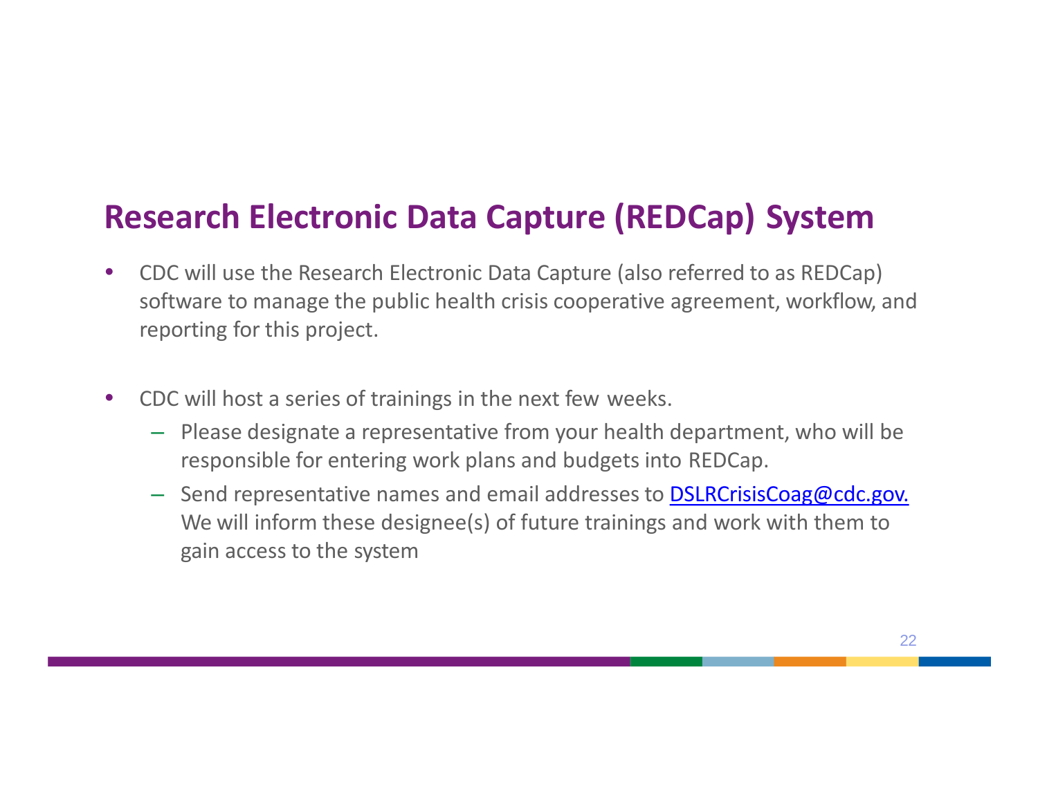# Research Electronic Data Capture (REDCap) System

- CDC will use the Research Electronic Data Capture (also referred to as REDCap) software to manage the public health crisis cooperative agreement, workflow, and reporting for this project.

- CDC will host a series of trainings in the next few weeks.
  - Please designate a representative from your health department, who will be responsible for entering work plans and budgets into REDCap.
  - Send representative names and email addresses to [DSLRCrisisCoag@cdc.gov.](mailto:DSLRCrisisCoag@cdc.gov) We will inform these designee(s) of future trainings and work with them to gain access to the system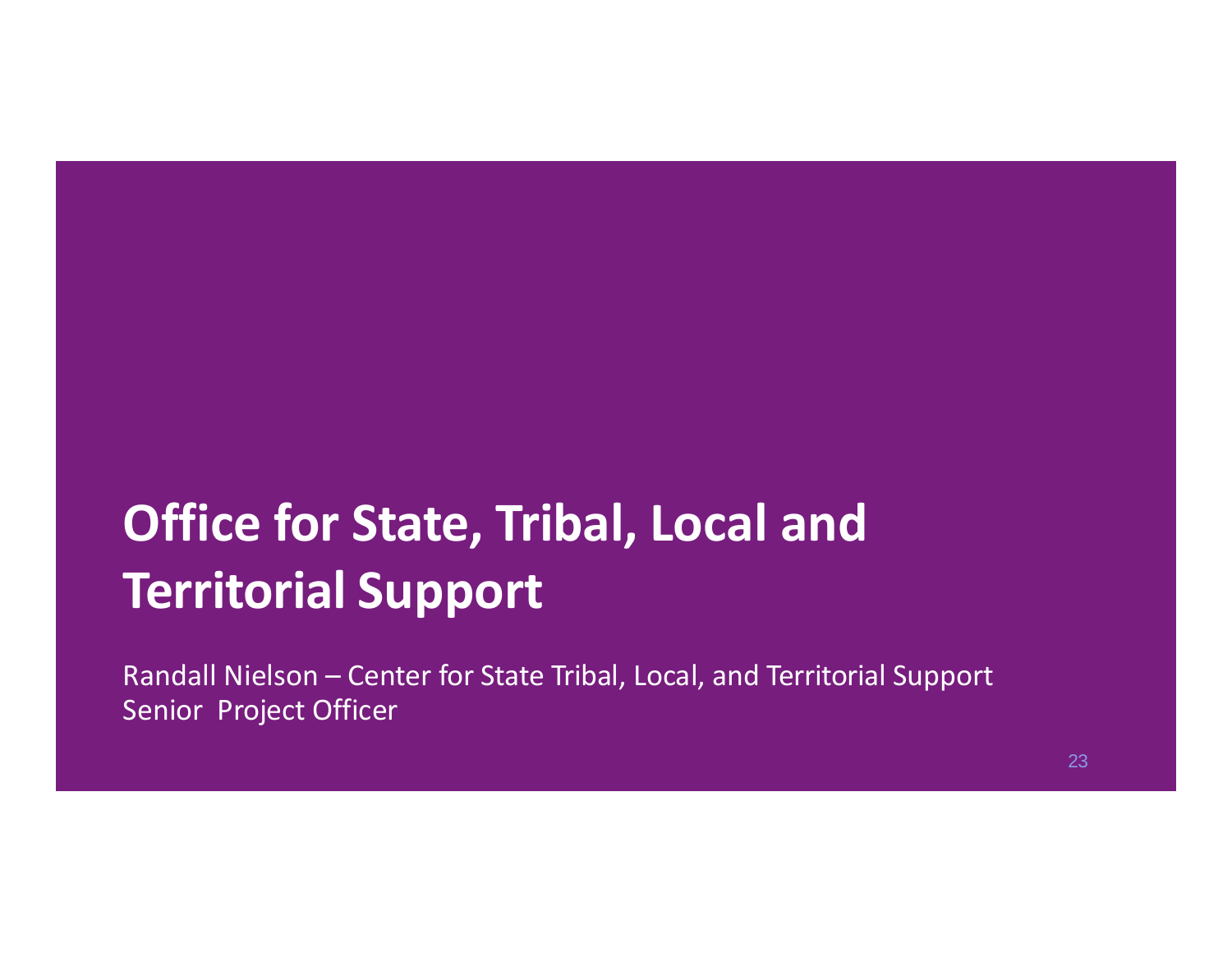# Office for State, Tribal, Local and Territorial Support

Randall Nielson – Center for State Tribal, Local, and Territorial Support
Senior Project Officer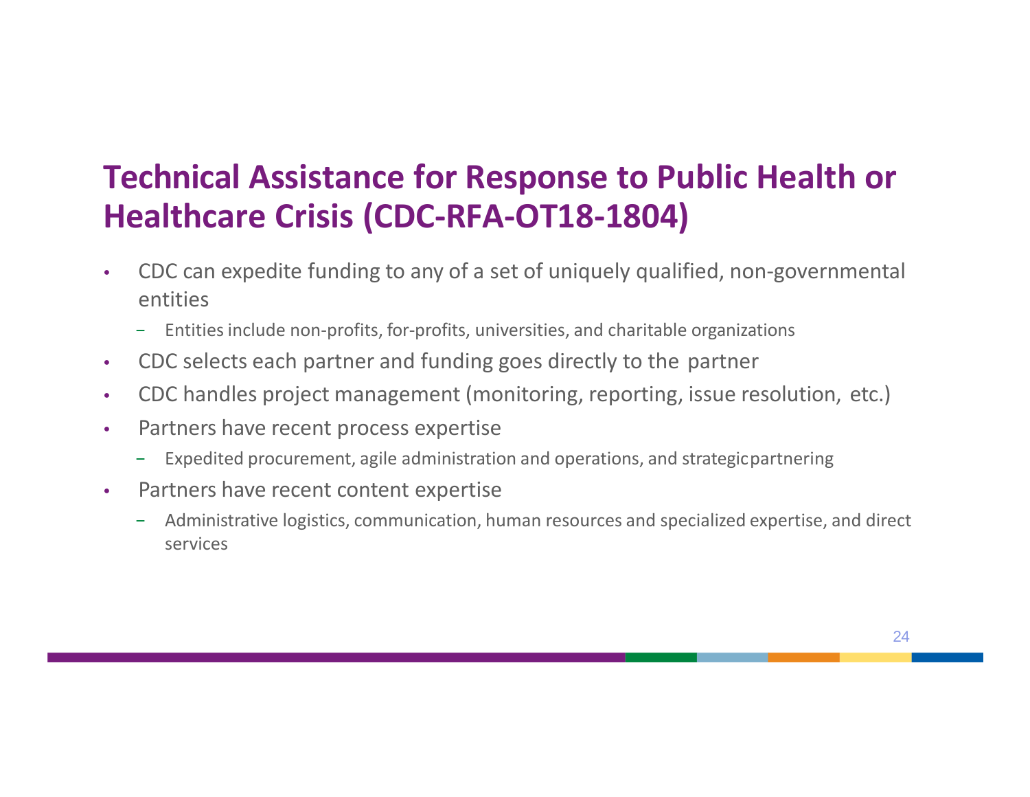# Technical Assistance for Response to Public Health or Healthcare Crisis (CDC-RFA-OT18-1804)

- CDC can expedite funding to any of a set of uniquely qualified, non-governmental entities
  - Entities include non-profits, for-profits, universities, and charitable organizations
- CDC selects each partner and funding goes directly to the partner
- CDC handles project management (monitoring, reporting, issue resolution, etc.)
- Partners have recent process expertise
  - Expedited procurement, agile administration and operations, and strategic partnering
- Partners have recent content expertise
  - Administrative logistics, communication, human resources and specialized expertise, and direct services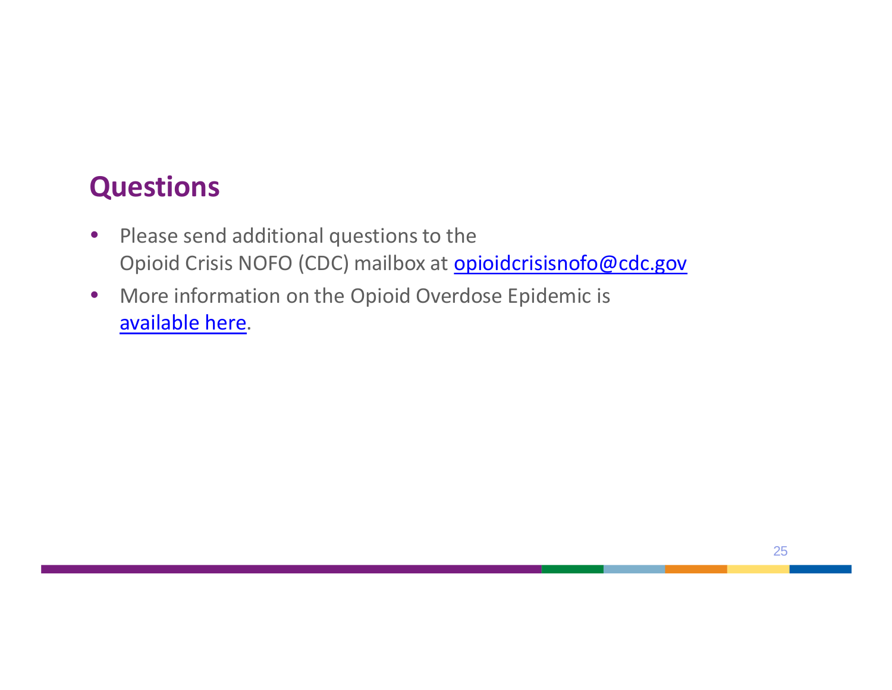# Questions

- Please send additional questions to the Opioid Crisis NOFO (CDC) mailbox at opioidcrisisnofo@cdc.gov
- More information on the Opioid Overdose Epidemic is available here.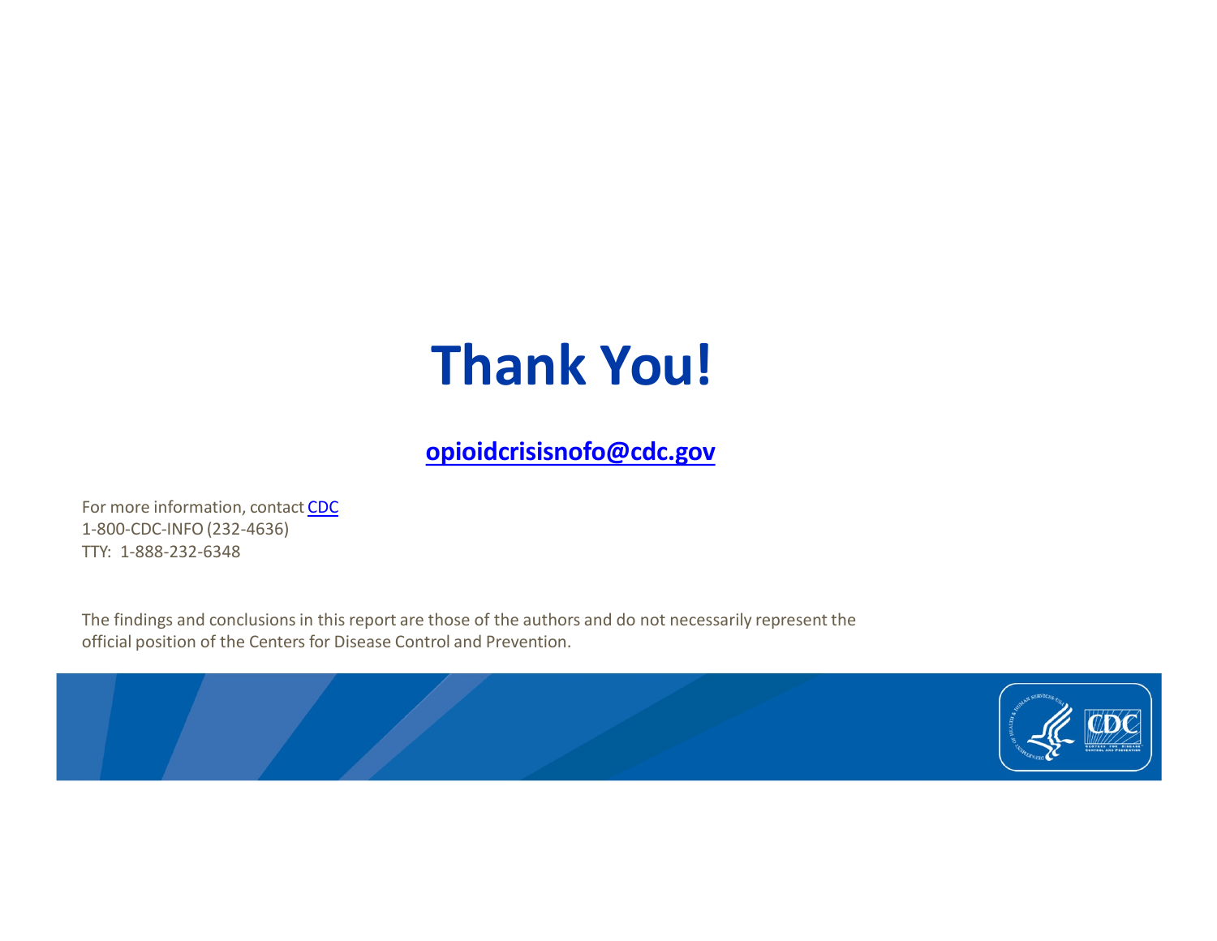# Thank You!

**opioidcrisisnofo@cdc.gov**

For more information, contact CDC
1-800-CDC-INFO (232-4636)
TTY: 1-888-232-6348

The findings and conclusions in this report are those of the authors and do not necessarily represent the official position of the Centers for Disease Control and Prevention.